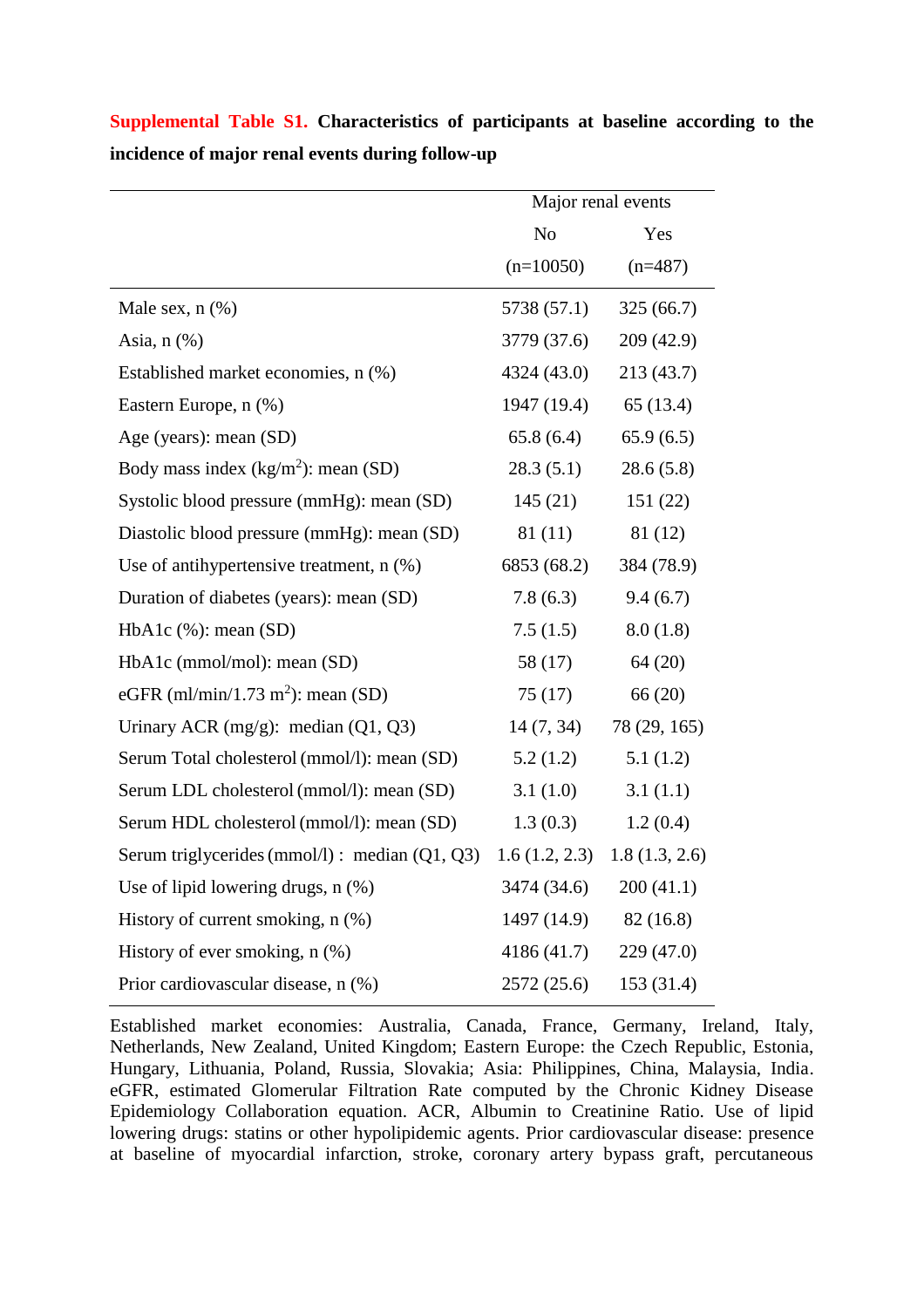**Supplemental Table S1. Characteristics of participants at baseline according to the incidence of major renal events during follow-up**

| | Major renal events | |
|---|---|---|
| | No | Yes |
| | (n=10050) | (n=487) |
| Male sex, n (%) | 5738 (57.1) | 325 (66.7) |
| Asia, n (%) | 3779 (37.6) | 209 (42.9) |
| Established market economies, n (%) | 4324 (43.0) | 213 (43.7) |
| Eastern Europe, n (%) | 1947 (19.4) | 65 (13.4) |
| Age (years): mean (SD) | 65.8 (6.4) | 65.9 (6.5) |
| Body mass index (kg/m$^2$): mean (SD) | 28.3 (5.1) | 28.6 (5.8) |
| Systolic blood pressure (mmHg): mean (SD) | 145 (21) | 151 (22) |
| Diastolic blood pressure (mmHg): mean (SD) | 81 (11) | 81 (12) |
| Use of antihypertensive treatment, n (%) | 6853 (68.2) | 384 (78.9) |
| Duration of diabetes (years): mean (SD) | 7.8 (6.3) | 9.4 (6.7) |
| HbA1c (%): mean (SD) | 7.5 (1.5) | 8.0 (1.8) |
| HbA1c (mmol/mol): mean (SD) | 58 (17) | 64 (20) |
| eGFR (ml/min/1.73 m$^2$): mean (SD) | 75 (17) | 66 (20) |
| Urinary ACR (mg/g): median (Q1, Q3) | 14 (7, 34) | 78 (29, 165) |
| Serum Total cholesterol (mmol/l): mean (SD) | 5.2 (1.2) | 5.1 (1.2) |
| Serum LDL cholesterol (mmol/l): mean (SD) | 3.1 (1.0) | 3.1 (1.1) |
| Serum HDL cholesterol (mmol/l): mean (SD) | 1.3 (0.3) | 1.2 (0.4) |
| Serum triglycerides (mmol/l) : median (Q1, Q3) | 1.6 (1.2, 2.3) | 1.8 (1.3, 2.6) |
| Use of lipid lowering drugs, n (%) | 3474 (34.6) | 200 (41.1) |
| History of current smoking, n (%) | 1497 (14.9) | 82 (16.8) |
| History of ever smoking, n (%) | 4186 (41.7) | 229 (47.0) |
| Prior cardiovascular disease, n (%) | 2572 (25.6) | 153 (31.4) |

Established market economies: Australia, Canada, France, Germany, Ireland, Italy, Netherlands, New Zealand, United Kingdom; Eastern Europe: the Czech Republic, Estonia, Hungary, Lithuania, Poland, Russia, Slovakia; Asia: Philippines, China, Malaysia, India. eGFR, estimated Glomerular Filtration Rate computed by the Chronic Kidney Disease Epidemiology Collaboration equation. ACR, Albumin to Creatinine Ratio. Use of lipid lowering drugs: statins or other hypolipidemic agents. Prior cardiovascular disease: presence at baseline of myocardial infarction, stroke, coronary artery bypass graft, percutaneous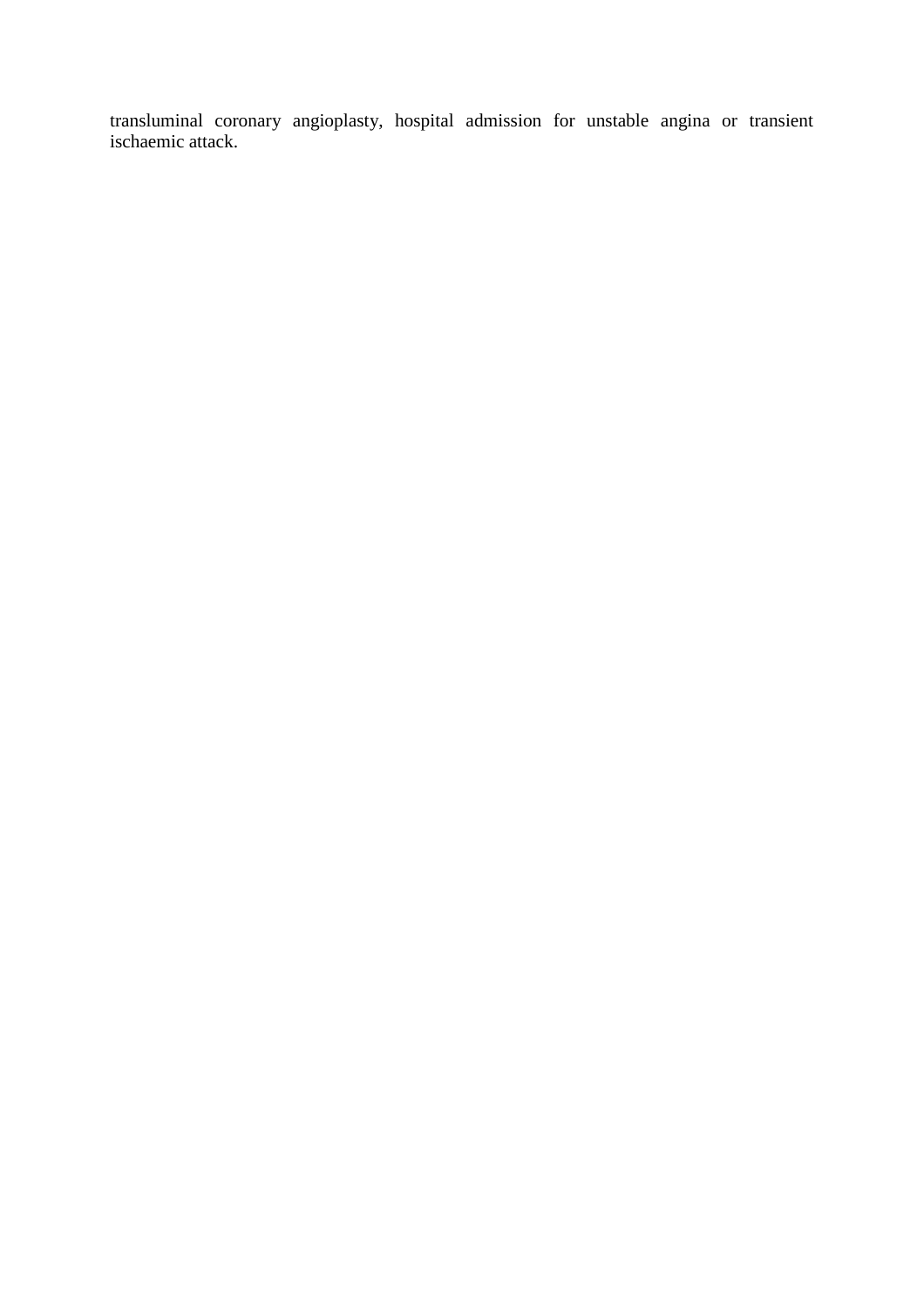transluminal coronary angioplasty, hospital admission for unstable angina or transient ischaemic attack.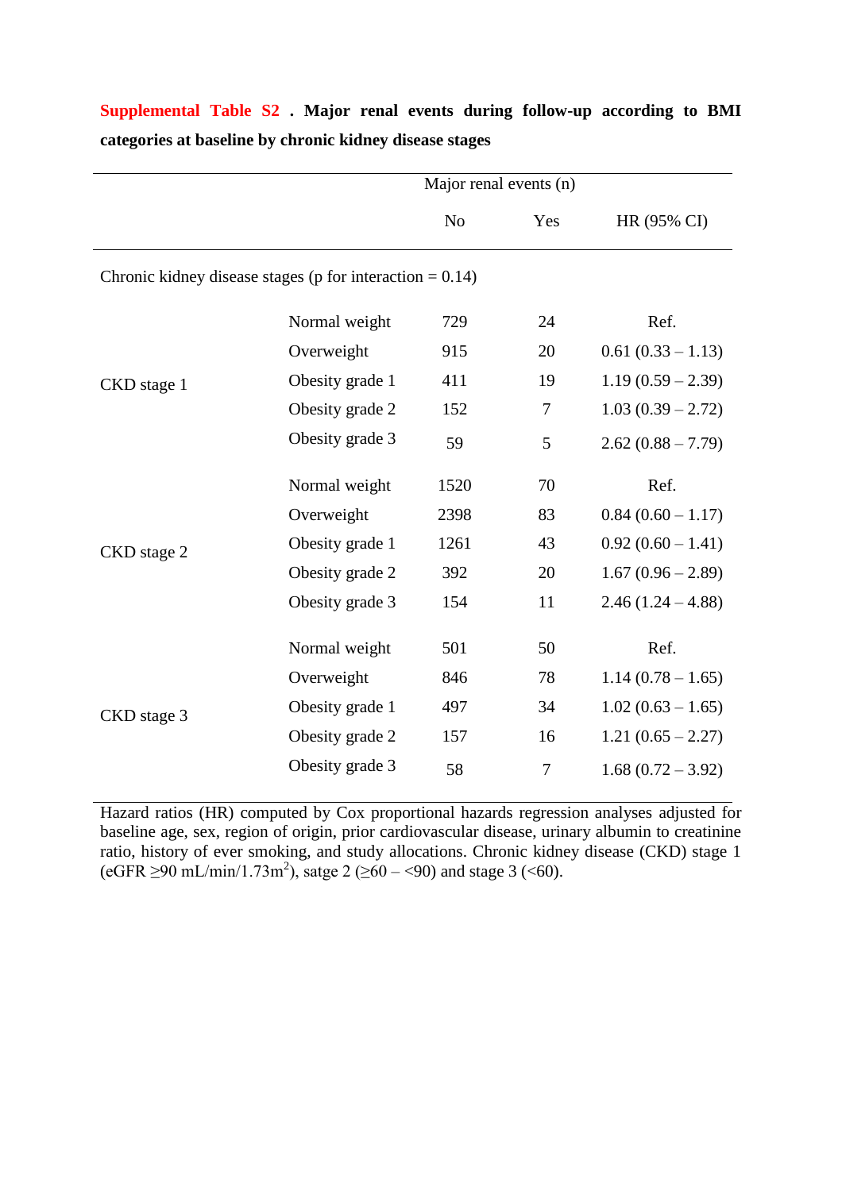**Supplemental Table S2 . Major renal events during follow-up according to BMI categories at baseline by chronic kidney disease stages**

| | | Major renal events (n) | | |
|---|---|---|---|---|
| | | No | Yes | HR (95% CI) |
| Chronic kidney disease stages (p for interaction = 0.14) | | | | |
| CKD stage 1 | Normal weight | 729 | 24 | Ref. |
| | Overweight | 915 | 20 | 0.61 (0.33 – 1.13) |
| | Obesity grade 1 | 411 | 19 | 1.19 (0.59 – 2.39) |
| | Obesity grade 2 | 152 | 7 | 1.03 (0.39 – 2.72) |
| | Obesity grade 3 | 59 | 5 | 2.62 (0.88 – 7.79) |
| CKD stage 2 | Normal weight | 1520 | 70 | Ref. |
| | Overweight | 2398 | 83 | 0.84 (0.60 – 1.17) |
| | Obesity grade 1 | 1261 | 43 | 0.92 (0.60 – 1.41) |
| | Obesity grade 2 | 392 | 20 | 1.67 (0.96 – 2.89) |
| | Obesity grade 3 | 154 | 11 | 2.46 (1.24 – 4.88) |
| CKD stage 3 | Normal weight | 501 | 50 | Ref. |
| | Overweight | 846 | 78 | 1.14 (0.78 – 1.65) |
| | Obesity grade 1 | 497 | 34 | 1.02 (0.63 – 1.65) |
| | Obesity grade 2 | 157 | 16 | 1.21 (0.65 – 2.27) |
| | Obesity grade 3 | 58 | 7 | 1.68 (0.72 – 3.92) |

Hazard ratios (HR) computed by Cox proportional hazards regression analyses adjusted for baseline age, sex, region of origin, prior cardiovascular disease, urinary albumin to creatinine ratio, history of ever smoking, and study allocations. Chronic kidney disease (CKD) stage 1 (eGFR ≥90 mL/min/1.73m$^2$), satge 2 (≥60 – <90) and stage 3 (<60).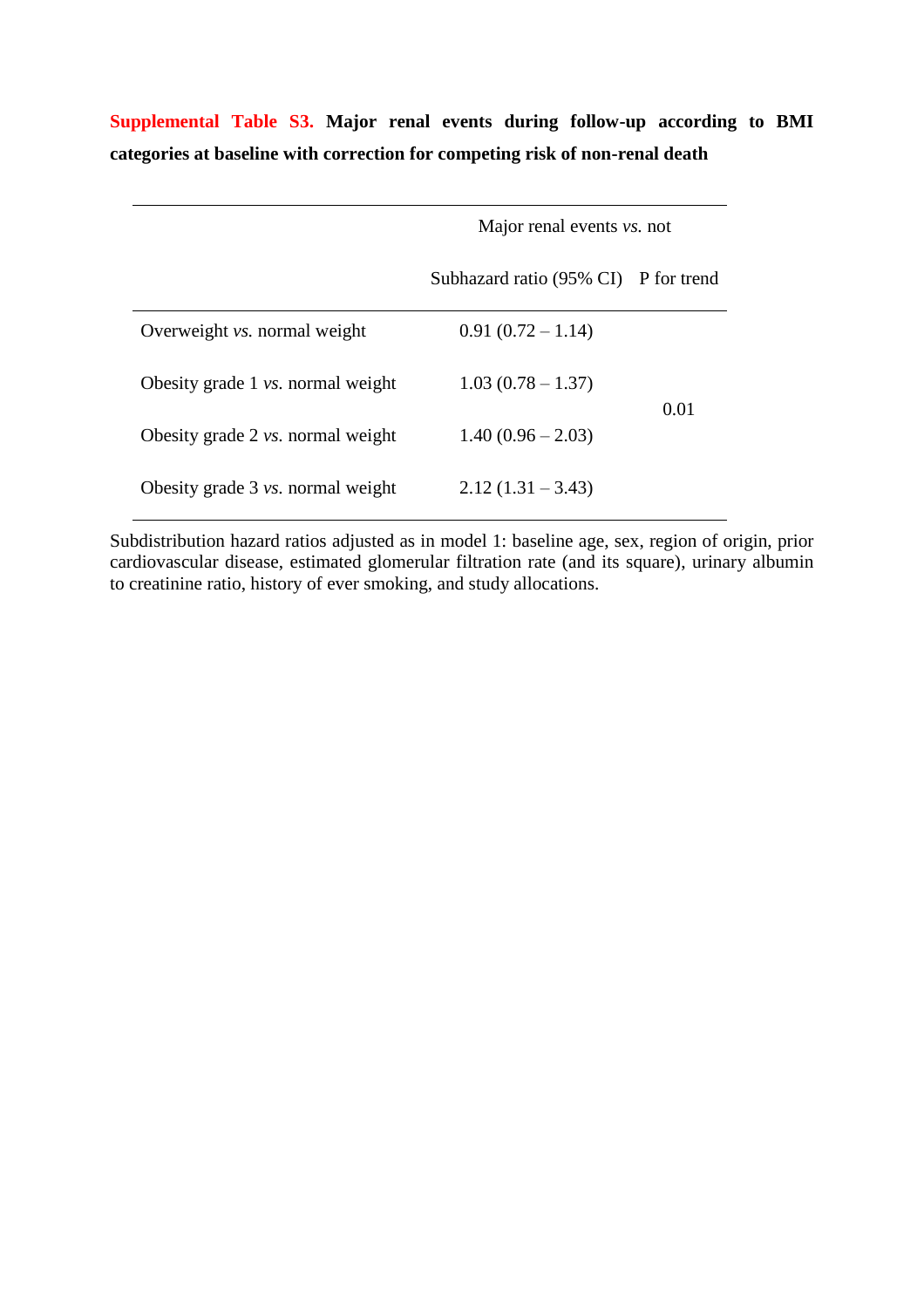**Supplemental Table S3. Major renal events during follow-up according to BMI categories at baseline with correction for competing risk of non-renal death**

| | Major renal events *vs.* not | |
|---|---|---|
| | Subhazard ratio (95% CI) | P for trend |
| Overweight *vs.* normal weight | 0.91 (0.72 – 1.14) | |
| Obesity grade 1 *vs.* normal weight | 1.03 (0.78 – 1.37) | 0.01 |
| Obesity grade 2 *vs.* normal weight | 1.40 (0.96 – 2.03) | |
| Obesity grade 3 *vs.* normal weight | 2.12 (1.31 – 3.43) | |

Subdistribution hazard ratios adjusted as in model 1: baseline age, sex, region of origin, prior cardiovascular disease, estimated glomerular filtration rate (and its square), urinary albumin to creatinine ratio, history of ever smoking, and study allocations.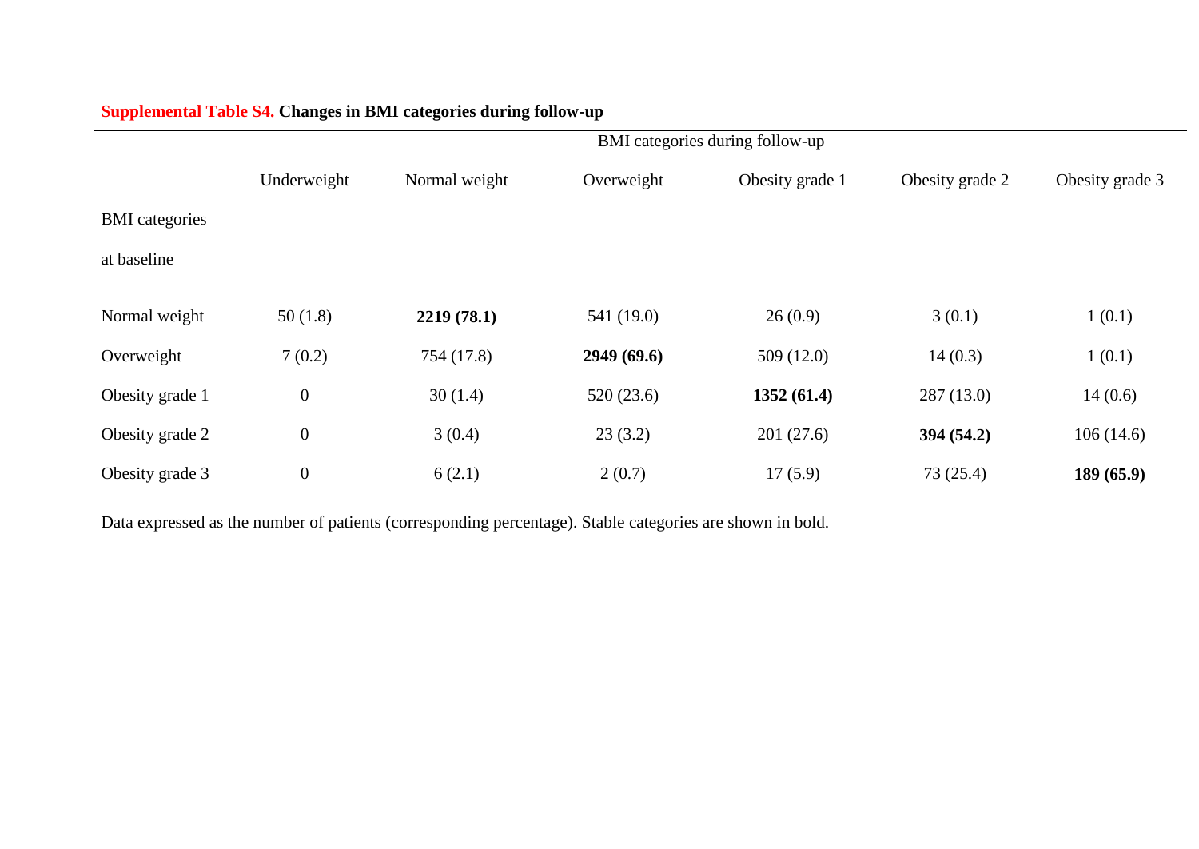**Supplemental Table S4. Changes in BMI categories during follow-up**

| | BMI categories during follow-up | | | | | |
|---|---|---|---|---|---|---|
| BMI categories at baseline | Underweight | Normal weight | Overweight | Obesity grade 1 | Obesity grade 2 | Obesity grade 3 |
| Normal weight | 50 (1.8) | **2219 (78.1)** | 541 (19.0) | 26 (0.9) | 3 (0.1) | 1 (0.1) |
| Overweight | 7 (0.2) | 754 (17.8) | **2949 (69.6)** | 509 (12.0) | 14 (0.3) | 1 (0.1) |
| Obesity grade 1 | 0 | 30 (1.4) | 520 (23.6) | **1352 (61.4)** | 287 (13.0) | 14 (0.6) |
| Obesity grade 2 | 0 | 3 (0.4) | 23 (3.2) | 201 (27.6) | **394 (54.2)** | 106 (14.6) |
| Obesity grade 3 | 0 | 6 (2.1) | 2 (0.7) | 17 (5.9) | 73 (25.4) | **189 (65.9)** |

Data expressed as the number of patients (corresponding percentage). Stable categories are shown in bold.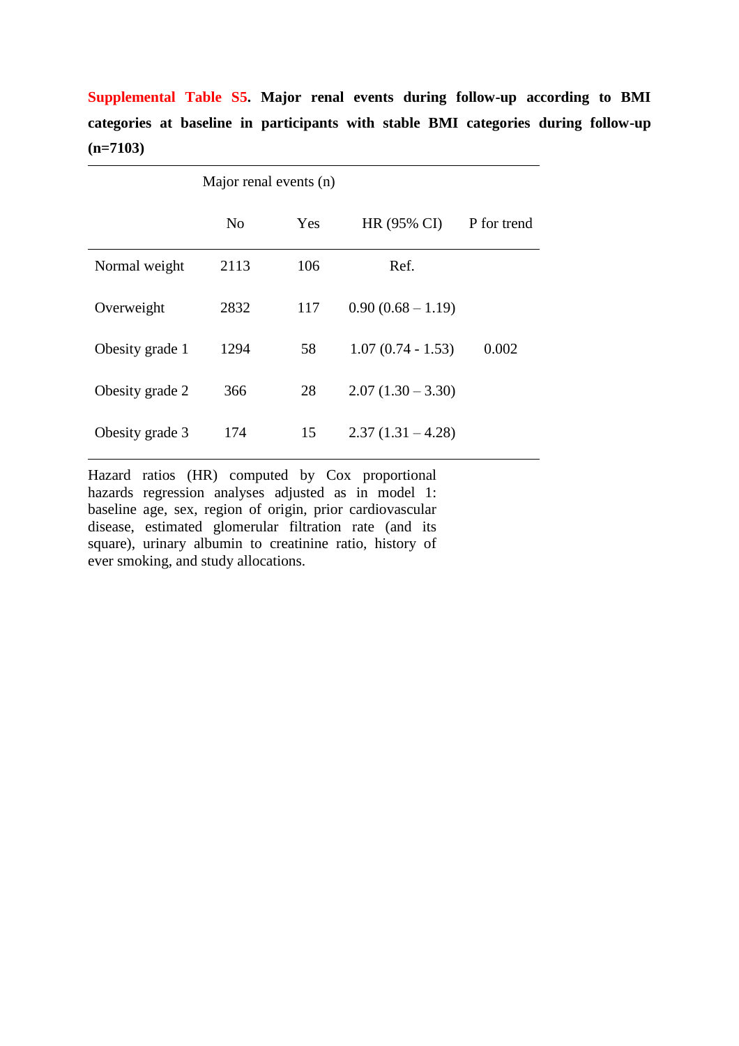**Supplemental Table S5. Major renal events during follow-up according to BMI categories at baseline in participants with stable BMI categories during follow-up (n=7103)**

| | Major renal events (n) | | | |
|---|---|---|---|---|
| | No | Yes | HR (95% CI) | P for trend |
| Normal weight | 2113 | 106 | Ref. | |
| Overweight | 2832 | 117 | 0.90 (0.68 – 1.19) | |
| Obesity grade 1 | 1294 | 58 | 1.07 (0.74 - 1.53) | 0.002 |
| Obesity grade 2 | 366 | 28 | 2.07 (1.30 – 3.30) | |
| Obesity grade 3 | 174 | 15 | 2.37 (1.31 – 4.28) | |

Hazard ratios (HR) computed by Cox proportional hazards regression analyses adjusted as in model 1: baseline age, sex, region of origin, prior cardiovascular disease, estimated glomerular filtration rate (and its square), urinary albumin to creatinine ratio, history of ever smoking, and study allocations.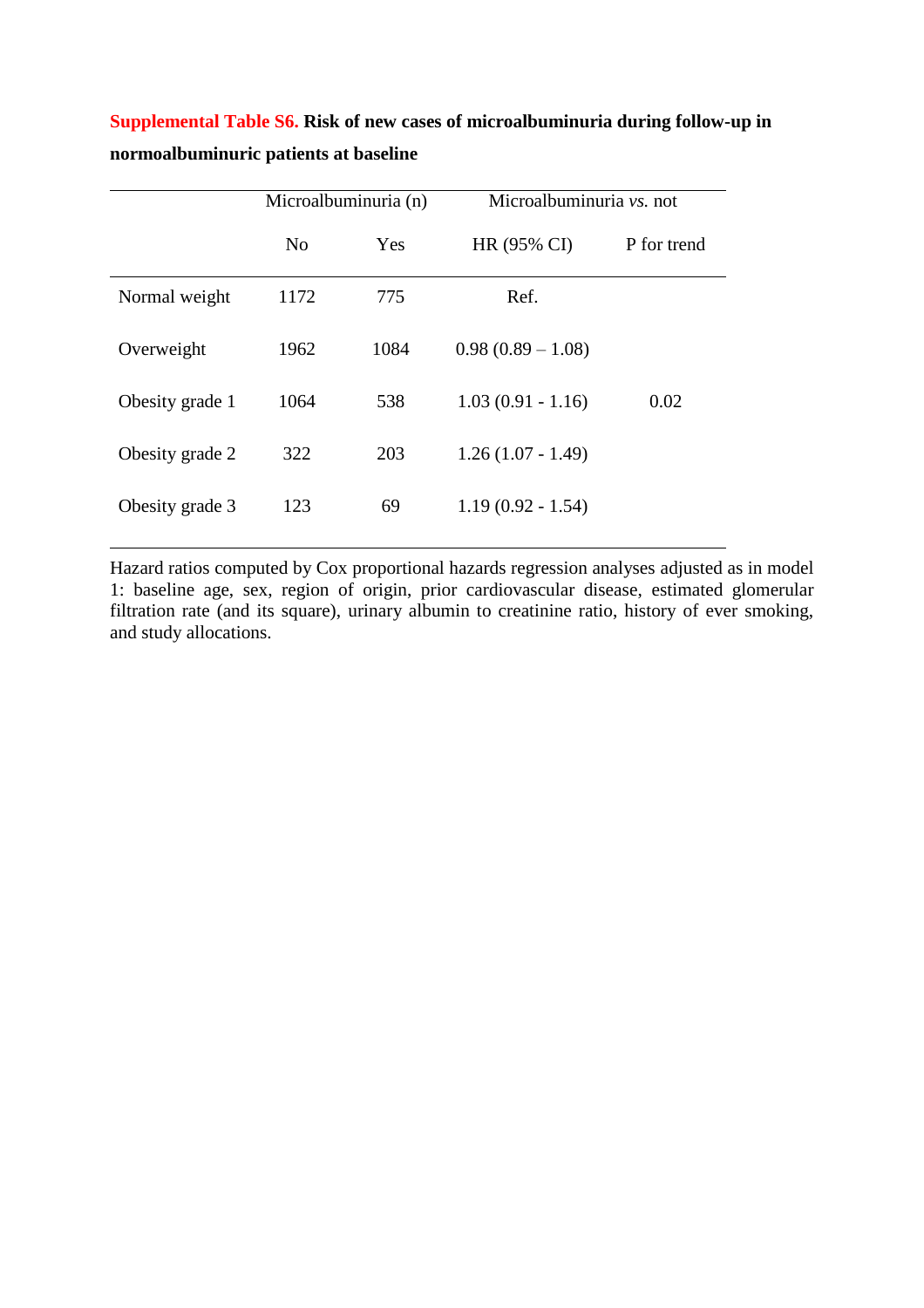**Supplemental Table S6. Risk of new cases of microalbuminuria during follow-up in normoalbuminuric patients at baseline**

| | Microalbuminuria (n) | | Microalbuminuria *vs.* not | |
|---|---|---|---|---|
| | No | Yes | HR (95% CI) | P for trend |
| Normal weight | 1172 | 775 | Ref. | |
| Overweight | 1962 | 1084 | 0.98 (0.89 – 1.08) | |
| Obesity grade 1 | 1064 | 538 | 1.03 (0.91 - 1.16) | 0.02 |
| Obesity grade 2 | 322 | 203 | 1.26 (1.07 - 1.49) | |
| Obesity grade 3 | 123 | 69 | 1.19 (0.92 - 1.54) | |

Hazard ratios computed by Cox proportional hazards regression analyses adjusted as in model 1: baseline age, sex, region of origin, prior cardiovascular disease, estimated glomerular filtration rate (and its square), urinary albumin to creatinine ratio, history of ever smoking, and study allocations.